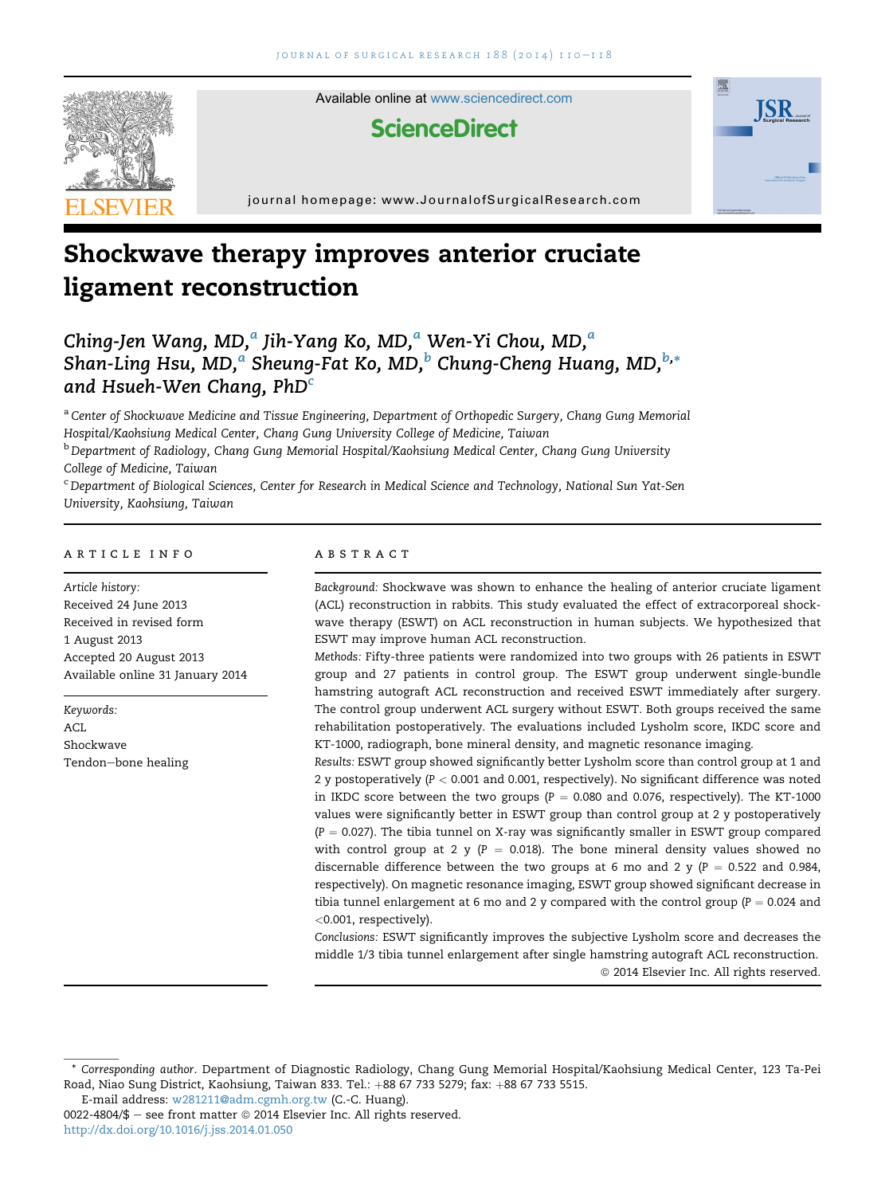# Shockwave therapy improves anterior cruciate ligament reconstruction

*Ching-Jen Wang, MD,*[a] *Jih-Yang Ko, MD,*[a] *Wen-Yi Chou, MD,*[a] *Shan-Ling Hsu, MD,*[a] *Sheung-Fat Ko, MD,*[b] *Chung-Cheng Huang, MD,*[b,*] *and Hsueh-Wen Chang, PhD*[c]

[a] *Center of Shockwave Medicine and Tissue Engineering, Department of Orthopedic Surgery, Chang Gung Memorial Hospital/Kaohsiung Medical Center, Chang Gung University College of Medicine, Taiwan*

[b] *Department of Radiology, Chang Gung Memorial Hospital/Kaohsiung Medical Center, Chang Gung University College of Medicine, Taiwan*

[c] *Department of Biological Sciences, Center for Research in Medical Science and Technology, National Sun Yat-Sen University, Kaohsiung, Taiwan*

## ARTICLE INFO

*Article history:*
Received 24 June 2013
Received in revised form
1 August 2013
Accepted 20 August 2013
Available online 31 January 2014

*Keywords:*
ACL
Shockwave
Tendon–bone healing

## ABSTRACT

*Background:* Shockwave was shown to enhance the healing of anterior cruciate ligament (ACL) reconstruction in rabbits. This study evaluated the effect of extracorporeal shockwave therapy (ESWT) on ACL reconstruction in human subjects. We hypothesized that ESWT may improve human ACL reconstruction.

*Methods:* Fifty-three patients were randomized into two groups with 26 patients in ESWT group and 27 patients in control group. The ESWT group underwent single-bundle hamstring autograft ACL reconstruction and received ESWT immediately after surgery. The control group underwent ACL surgery without ESWT. Both groups received the same rehabilitation postoperatively. The evaluations included Lysholm score, IKDC score and KT-1000, radiograph, bone mineral density, and magnetic resonance imaging.

*Results:* ESWT group showed significantly better Lysholm score than control group at 1 and 2 y postoperatively ($P < 0.001$ and 0.001, respectively). No significant difference was noted in IKDC score between the two groups ($P = 0.080$ and 0.076, respectively). The KT-1000 values were significantly better in ESWT group than control group at 2 y postoperatively ($P = 0.027$). The tibia tunnel on X-ray was significantly smaller in ESWT group compared with control group at 2 y ($P = 0.018$). The bone mineral density values showed no discernable difference between the two groups at 6 mo and 2 y ($P = 0.522$ and 0.984, respectively). On magnetic resonance imaging, ESWT group showed significant decrease in tibia tunnel enlargement at 6 mo and 2 y compared with the control group ($P = 0.024$ and $<0.001$, respectively).

*Conclusions:* ESWT significantly improves the subjective Lysholm score and decreases the middle 1/3 tibia tunnel enlargement after single hamstring autograft ACL reconstruction.

© 2014 Elsevier Inc. All rights reserved.

---

\* *Corresponding author*. Department of Diagnostic Radiology, Chang Gung Memorial Hospital/Kaohsiung Medical Center, 123 Ta-Pei Road, Niao Sung District, Kaohsiung, Taiwan 833. Tel.: +88 67 733 5279; fax: +88 67 733 5515.

E-mail address: w281211@adm.cgmh.org.tw (C.-C. Huang).

0022-4804/$ – see front matter © 2014 Elsevier Inc. All rights reserved.
http://dx.doi.org/10.1016/j.jss.2014.01.050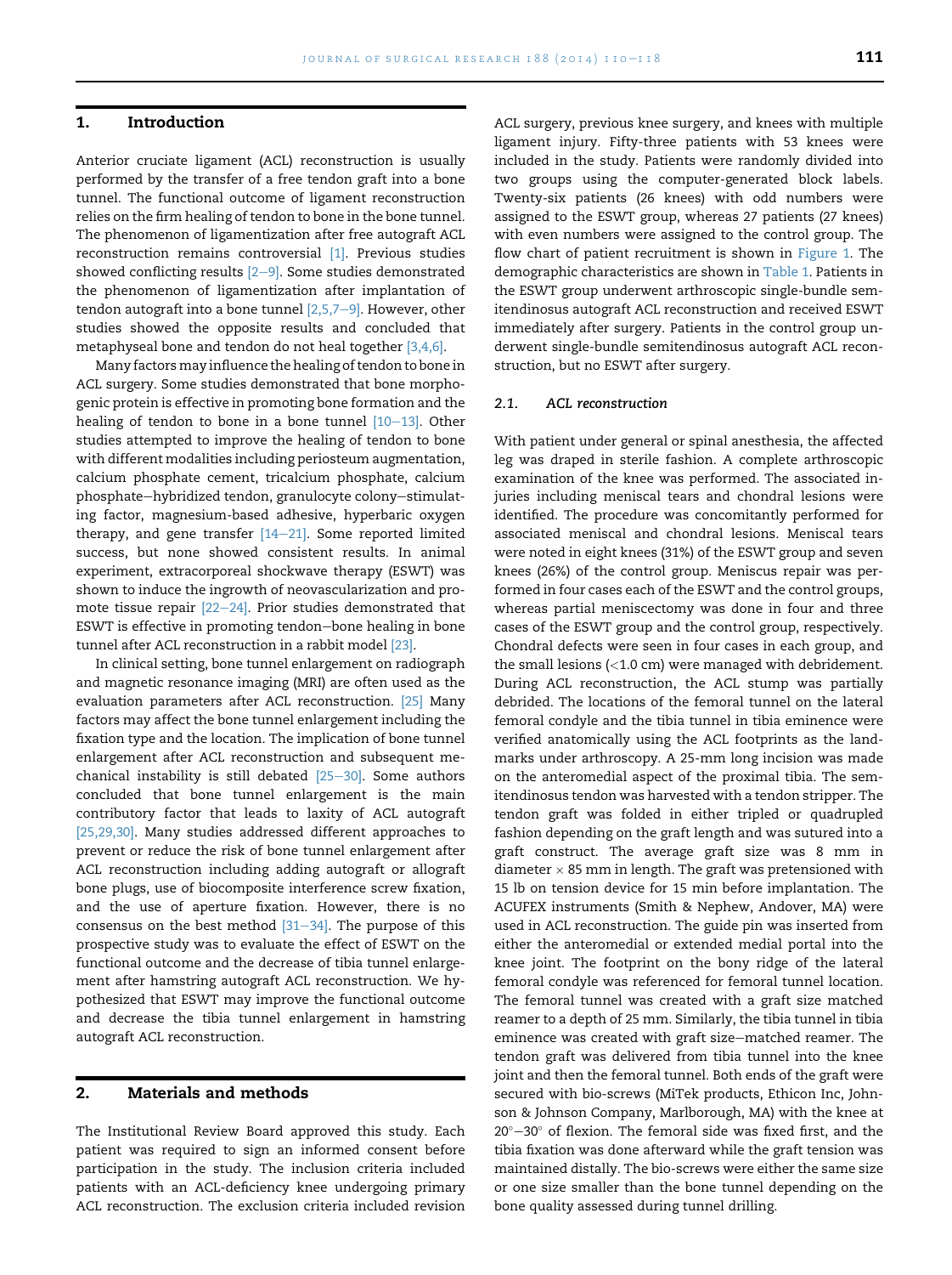## 1. Introduction

Anterior cruciate ligament (ACL) reconstruction is usually performed by the transfer of a free tendon graft into a bone tunnel. The functional outcome of ligament reconstruction relies on the firm healing of tendon to bone in the bone tunnel. The phenomenon of ligamentization after free autograft ACL reconstruction remains controversial [1]. Previous studies showed conflicting results [2–9]. Some studies demonstrated the phenomenon of ligamentization after implantation of tendon autograft into a bone tunnel [2,5,7–9]. However, other studies showed the opposite results and concluded that metaphyseal bone and tendon do not heal together [3,4,6].

Many factors may influence the healing of tendon to bone in ACL surgery. Some studies demonstrated that bone morphogenic protein is effective in promoting bone formation and the healing of tendon to bone in a bone tunnel [10–13]. Other studies attempted to improve the healing of tendon to bone with different modalities including periosteum augmentation, calcium phosphate cement, tricalcium phosphate, calcium phosphate–hybridized tendon, granulocyte colony–stimulating factor, magnesium-based adhesive, hyperbaric oxygen therapy, and gene transfer [14–21]. Some reported limited success, but none showed consistent results. In animal experiment, extracorporeal shockwave therapy (ESWT) was shown to induce the ingrowth of neovascularization and promote tissue repair [22–24]. Prior studies demonstrated that ESWT is effective in promoting tendon–bone healing in bone tunnel after ACL reconstruction in a rabbit model [23].

In clinical setting, bone tunnel enlargement on radiograph and magnetic resonance imaging (MRI) are often used as the evaluation parameters after ACL reconstruction. [25] Many factors may affect the bone tunnel enlargement including the fixation type and the location. The implication of bone tunnel enlargement after ACL reconstruction and subsequent mechanical instability is still debated [25–30]. Some authors concluded that bone tunnel enlargement is the main contributory factor that leads to laxity of ACL autograft [25,29,30]. Many studies addressed different approaches to prevent or reduce the risk of bone tunnel enlargement after ACL reconstruction including adding autograft or allograft bone plugs, use of biocomposite interference screw fixation, and the use of aperture fixation. However, there is no consensus on the best method [31–34]. The purpose of this prospective study was to evaluate the effect of ESWT on the functional outcome and the decrease of tibia tunnel enlargement after hamstring autograft ACL reconstruction. We hypothesized that ESWT may improve the functional outcome and decrease the tibia tunnel enlargement in hamstring autograft ACL reconstruction.

## 2. Materials and methods

The Institutional Review Board approved this study. Each patient was required to sign an informed consent before participation in the study. The inclusion criteria included patients with an ACL-deficiency knee undergoing primary ACL reconstruction. The exclusion criteria included revision ACL surgery, previous knee surgery, and knees with multiple ligament injury. Fifty-three patients with 53 knees were included in the study. Patients were randomly divided into two groups using the computer-generated block labels. Twenty-six patients (26 knees) with odd numbers were assigned to the ESWT group, whereas 27 patients (27 knees) with even numbers were assigned to the control group. The flow chart of patient recruitment is shown in Figure 1. The demographic characteristics are shown in Table 1. Patients in the ESWT group underwent arthroscopic single-bundle semitendinosus autograft ACL reconstruction and received ESWT immediately after surgery. Patients in the control group underwent single-bundle semitendinosus autograft ACL reconstruction, but no ESWT after surgery.

### 2.1. ACL reconstruction

With patient under general or spinal anesthesia, the affected leg was draped in sterile fashion. A complete arthroscopic examination of the knee was performed. The associated injuries including meniscal tears and chondral lesions were identified. The procedure was concomitantly performed for associated meniscal and chondral lesions. Meniscal tears were noted in eight knees (31%) of the ESWT group and seven knees (26%) of the control group. Meniscus repair was performed in four cases each of the ESWT and the control groups, whereas partial meniscectomy was done in four and three cases of the ESWT group and the control group, respectively. Chondral defects were seen in four cases in each group, and the small lesions (<1.0 cm) were managed with debridement. During ACL reconstruction, the ACL stump was partially debrided. The locations of the femoral tunnel on the lateral femoral condyle and the tibia tunnel in tibia eminence were verified anatomically using the ACL footprints as the landmarks under arthroscopy. A 25-mm long incision was made on the anteromedial aspect of the proximal tibia. The semitendinosus tendon was harvested with a tendon stripper. The tendon graft was folded in either tripled or quadrupled fashion depending on the graft length and was sutured into a graft construct. The average graft size was 8 mm in diameter × 85 mm in length. The graft was pretensioned with 15 lb on tension device for 15 min before implantation. The ACUFEX instruments (Smith & Nephew, Andover, MA) were used in ACL reconstruction. The guide pin was inserted from either the anteromedial or extended medial portal into the knee joint. The footprint on the bony ridge of the lateral femoral condyle was referenced for femoral tunnel location. The femoral tunnel was created with a graft size matched reamer to a depth of 25 mm. Similarly, the tibia tunnel in tibia eminence was created with graft size–matched reamer. The tendon graft was delivered from tibia tunnel into the knee joint and then the femoral tunnel. Both ends of the graft were secured with bio-screws (MiTek products, Ethicon Inc, Johnson & Johnson Company, Marlborough, MA) with the knee at 20°–30° of flexion. The femoral side was fixed first, and the tibia fixation was done afterward while the graft tension was maintained distally. The bio-screws were either the same size or one size smaller than the bone tunnel depending on the bone quality assessed during tunnel drilling.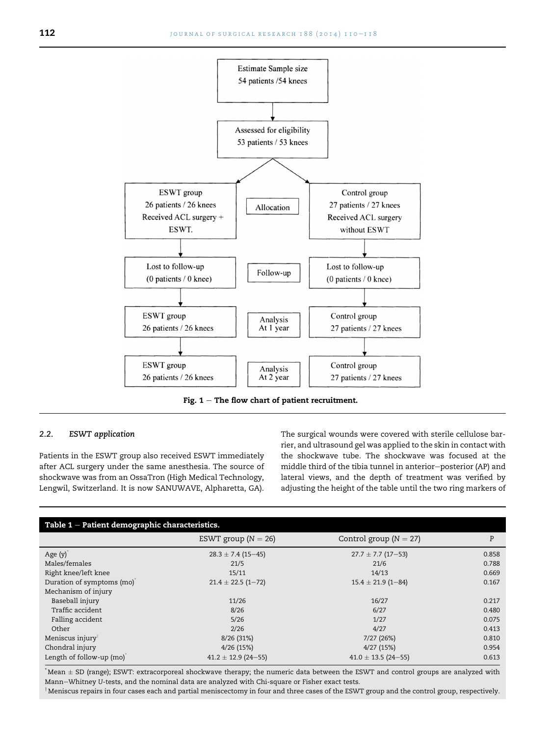Estimate Sample size
54 patients /54 knees

Assessed for eligibility
53 patients / 53 knees

| ESWT group 26 patients / 26 knees Received ACL surgery + ESWT. | Allocation | Control group 27 patients / 27 knees Received ACL surgery without ESWT |
| --- | --- | --- |
| Lost to follow-up (0 patients / 0 knee) | Follow-up | Lost to follow-up (0 patients / 0 knee) |
| ESWT group 26 patients / 26 knees | Analysis At 1 year | Control group 27 patients / 27 knees |
| ESWT group 26 patients / 26 knees | Analysis At 2 year | Control group 27 patients / 27 knees |

**Fig. 1 – The flow chart of patient recruitment.**

### 2.2. *ESWT application*

Patients in the ESWT group also received ESWT immediately after ACL surgery under the same anesthesia. The source of shockwave was from an OssaTron (High Medical Technology, Lengwil, Switzerland. It is now SANUWAVE, Alpharetta, GA). The surgical wounds were covered with sterile cellulose barrier, and ultrasound gel was applied to the skin in contact with the shockwave tube. The shockwave was focused at the middle third of the tibia tunnel in anterior–posterior (AP) and lateral views, and the depth of treatment was verified by adjusting the height of the table until the two ring markers of

**Table 1 – Patient demographic characteristics.**

| | ESWT group (N = 26) | Control group (N = 27) | P |
| --- | --- | --- | --- |
| Age (y)* | 28.3 ± 7.4 (15–45) | 27.7 ± 7.7 (17–53) | 0.858 |
| Males/females | 21/5 | 21/6 | 0.788 |
| Right knee/left knee | 15/11 | 14/13 | 0.669 |
| Duration of symptoms (mo)* | 21.4 ± 22.5 (1–72) | 15.4 ± 21.9 (1–84) | 0.167 |
| Mechanism of injury | | | |
| Baseball injury | 11/26 | 16/27 | 0.217 |
| Traffic accident | 8/26 | 6/27 | 0.480 |
| Falling accident | 5/26 | 1/27 | 0.075 |
| Other | 2/26 | 4/27 | 0.413 |
| Meniscus injury† | 8/26 (31%) | 7/27 (26%) | 0.810 |
| Chondral injury | 4/26 (15%) | 4/27 (15%) | 0.954 |
| Length of follow-up (mo)* | 41.2 ± 12.9 (24–55) | 41.0 ± 13.5 (24–55) | 0.613 |

*Mean ± SD (range); ESWT: extracorporeal shockwave therapy; the numeric data between the ESWT and control groups are analyzed with Mann–Whitney U-tests, and the nominal data are analyzed with Chi-square or Fisher exact tests.
† Meniscus repairs in four cases each and partial meniscectomy in four and three cases of the ESWT group and the control group, respectively.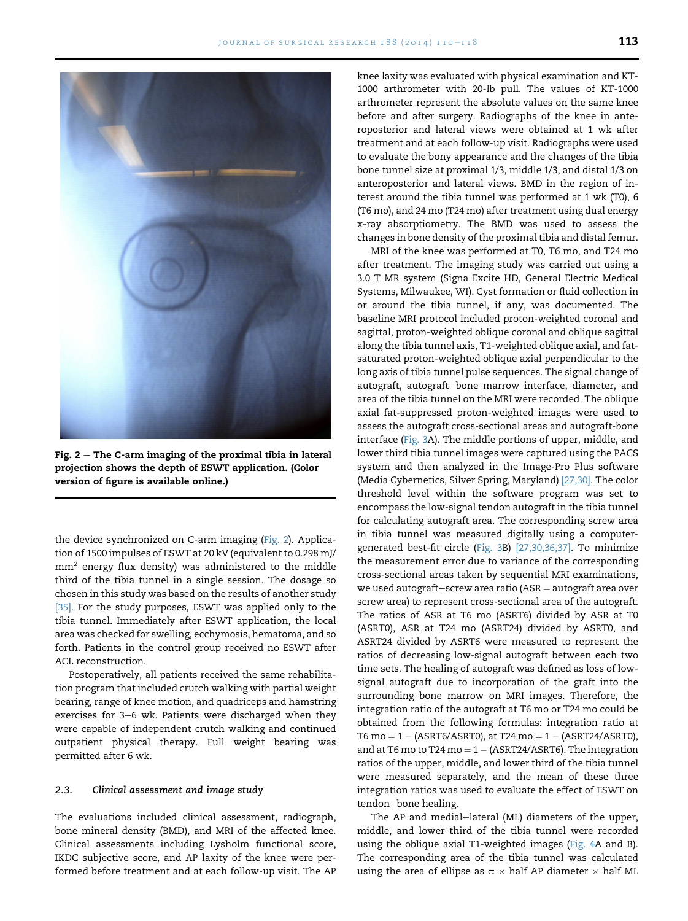Fig. 2 – The C-arm imaging of the proximal tibia in lateral projection shows the depth of ESWT application. (Color version of figure is available online.)

the device synchronized on C-arm imaging (Fig. 2). Application of 1500 impulses of ESWT at 20 kV (equivalent to 0.298 mJ/$mm^2$ energy flux density) was administered to the middle third of the tibia tunnel in a single session. The dosage so chosen in this study was based on the results of another study [35]. For the study purposes, ESWT was applied only to the tibia tunnel. Immediately after ESWT application, the local area was checked for swelling, ecchymosis, hematoma, and so forth. Patients in the control group received no ESWT after ACL reconstruction.

Postoperatively, all patients received the same rehabilitation program that included crutch walking with partial weight bearing, range of knee motion, and quadriceps and hamstring exercises for 3–6 wk. Patients were discharged when they were capable of independent crutch walking and continued outpatient physical therapy. Full weight bearing was permitted after 6 wk.

### 2.3. *Clinical assessment and image study*

The evaluations included clinical assessment, radiograph, bone mineral density (BMD), and MRI of the affected knee. Clinical assessments including Lysholm functional score, IKDC subjective score, and AP laxity of the knee were performed before treatment and at each follow-up visit. The AP knee laxity was evaluated with physical examination and KT-1000 arthrometer with 20-lb pull. The values of KT-1000 arthrometer represent the absolute values on the same knee before and after surgery. Radiographs of the knee in anteroposterior and lateral views were obtained at 1 wk after treatment and at each follow-up visit. Radiographs were used to evaluate the bony appearance and the changes of the tibia bone tunnel size at proximal 1/3, middle 1/3, and distal 1/3 on anteroposterior and lateral views. BMD in the region of interest around the tibia tunnel was performed at 1 wk (T0), 6 (T6 mo), and 24 mo (T24 mo) after treatment using dual energy x-ray absorptiometry. The BMD was used to assess the changes in bone density of the proximal tibia and distal femur.

MRI of the knee was performed at T0, T6 mo, and T24 mo after treatment. The imaging study was carried out using a 3.0 T MR system (Signa Excite HD, General Electric Medical Systems, Milwaukee, WI). Cyst formation or fluid collection in or around the tibia tunnel, if any, was documented. The baseline MRI protocol included proton-weighted coronal and sagittal, proton-weighted oblique coronal and oblique sagittal along the tibia tunnel axis, T1-weighted oblique axial, and fat-saturated proton-weighted oblique axial perpendicular to the long axis of tibia tunnel pulse sequences. The signal change of autograft, autograft–bone marrow interface, diameter, and area of the tibia tunnel on the MRI were recorded. The oblique axial fat-suppressed proton-weighted images were used to assess the autograft cross-sectional areas and autograft-bone interface (Fig. 3A). The middle portions of upper, middle, and lower third tibia tunnel images were captured using the PACS system and then analyzed in the Image-Pro Plus software (Media Cybernetics, Silver Spring, Maryland) [27,30]. The color threshold level within the software program was set to encompass the low-signal tendon autograft in the tibia tunnel for calculating autograft area. The corresponding screw area in tibia tunnel was measured digitally using a computer-generated best-fit circle (Fig. 3B) [27,30,36,37]. To minimize the measurement error due to variance of the corresponding cross-sectional areas taken by sequential MRI examinations, we used autograft–screw area ratio (ASR = autograft area over screw area) to represent cross-sectional area of the autograft. The ratios of ASR at T6 mo (ASRT6) divided by ASR at T0 (ASRT0), ASR at T24 mo (ASRT24) divided by ASRT0, and ASRT24 divided by ASRT6 were measured to represent the ratios of decreasing low-signal autograft between each two time sets. The healing of autograft was defined as loss of low-signal autograft due to incorporation of the graft into the surrounding bone marrow on MRI images. Therefore, the integration ratio of the autograft at T6 mo or T24 mo could be obtained from the following formulas: integration ratio at T6 mo = 1 − (ASRT6/ASRT0), at T24 mo = 1 − (ASRT24/ASRT0), and at T6 mo to T24 mo = 1 − (ASRT24/ASRT6). The integration ratios of the upper, middle, and lower third of the tibia tunnel were measured separately, and the mean of these three integration ratios was used to evaluate the effect of ESWT on tendon–bone healing.

The AP and medial–lateral (ML) diameters of the upper, middle, and lower third of the tibia tunnel were recorded using the oblique axial T1-weighted images (Fig. 4A and B). The corresponding area of the tibia tunnel was calculated using the area of ellipse as $\pi \times$ half AP diameter $\times$ half ML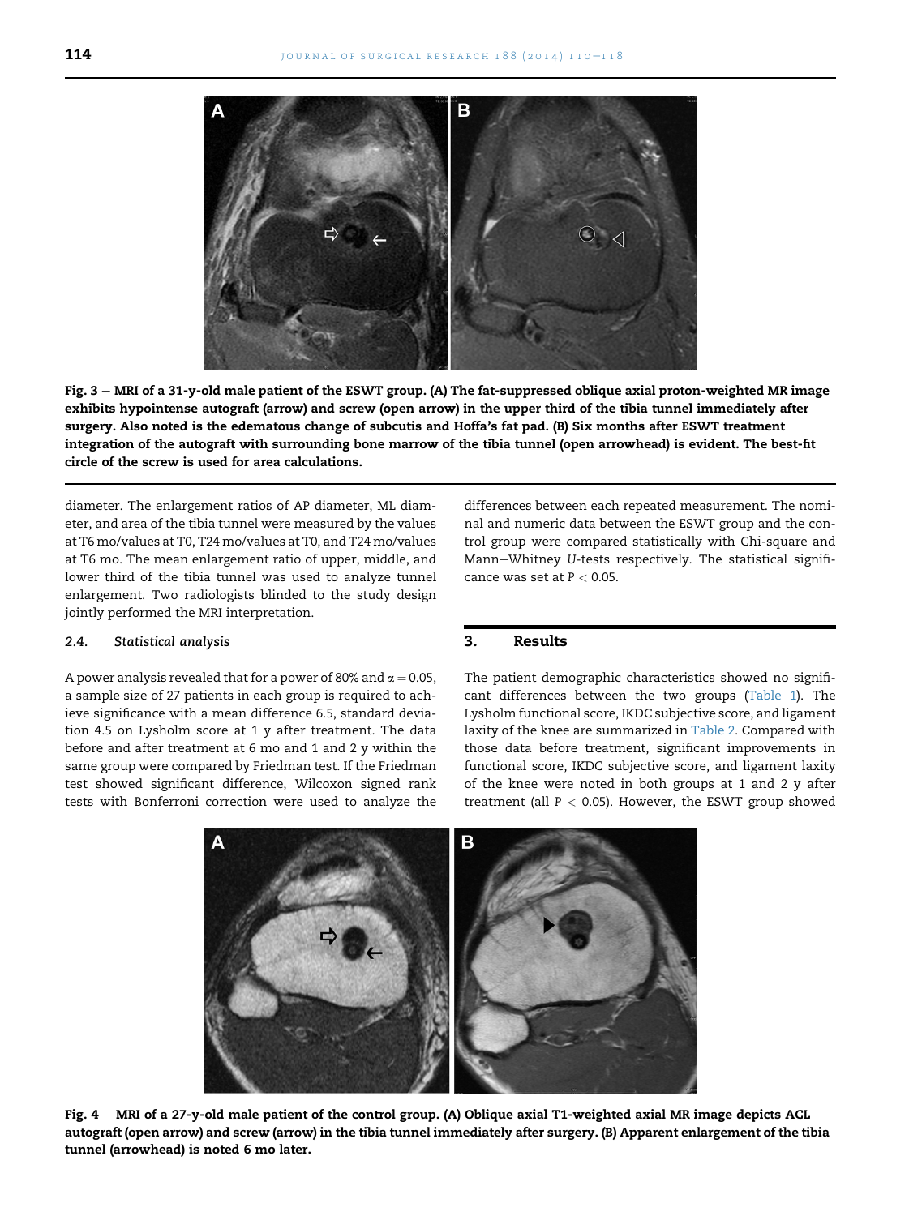Fig. 3 – MRI of a 31-y-old male patient of the ESWT group. (A) The fat-suppressed oblique axial proton-weighted MR image exhibits hypointense autograft (arrow) and screw (open arrow) in the upper third of the tibia tunnel immediately after surgery. Also noted is the edematous change of subcutis and Hoffa's fat pad. (B) Six months after ESWT treatment integration of the autograft with surrounding bone marrow of the tibia tunnel (open arrowhead) is evident. The best-fit circle of the screw is used for area calculations.

diameter. The enlargement ratios of AP diameter, ML diameter, and area of the tibia tunnel were measured by the values at T6 mo/values at T0, T24 mo/values at T0, and T24 mo/values at T6 mo. The mean enlargement ratio of upper, middle, and lower third of the tibia tunnel was used to analyze tunnel enlargement. Two radiologists blinded to the study design jointly performed the MRI interpretation.

### 2.4. Statistical analysis

A power analysis revealed that for a power of 80% and $\alpha = 0.05$, a sample size of 27 patients in each group is required to achieve significance with a mean difference 6.5, standard deviation 4.5 on Lysholm score at 1 y after treatment. The data before and after treatment at 6 mo and 1 and 2 y within the same group were compared by Friedman test. If the Friedman test showed significant difference, Wilcoxon signed rank tests with Bonferroni correction were used to analyze the differences between each repeated measurement. The nominal and numeric data between the ESWT group and the control group were compared statistically with Chi-square and Mann–Whitney U-tests respectively. The statistical significance was set at $P < 0.05$.

## 3. Results

The patient demographic characteristics showed no significant differences between the two groups (Table 1). The Lysholm functional score, IKDC subjective score, and ligament laxity of the knee are summarized in Table 2. Compared with those data before treatment, significant improvements in functional score, IKDC subjective score, and ligament laxity of the knee were noted in both groups at 1 and 2 y after treatment (all $P < 0.05$). However, the ESWT group showed

Fig. 4 – MRI of a 27-y-old male patient of the control group. (A) Oblique axial T1-weighted axial MR image depicts ACL autograft (open arrow) and screw (arrow) in the tibia tunnel immediately after surgery. (B) Apparent enlargement of the tibia tunnel (arrowhead) is noted 6 mo later.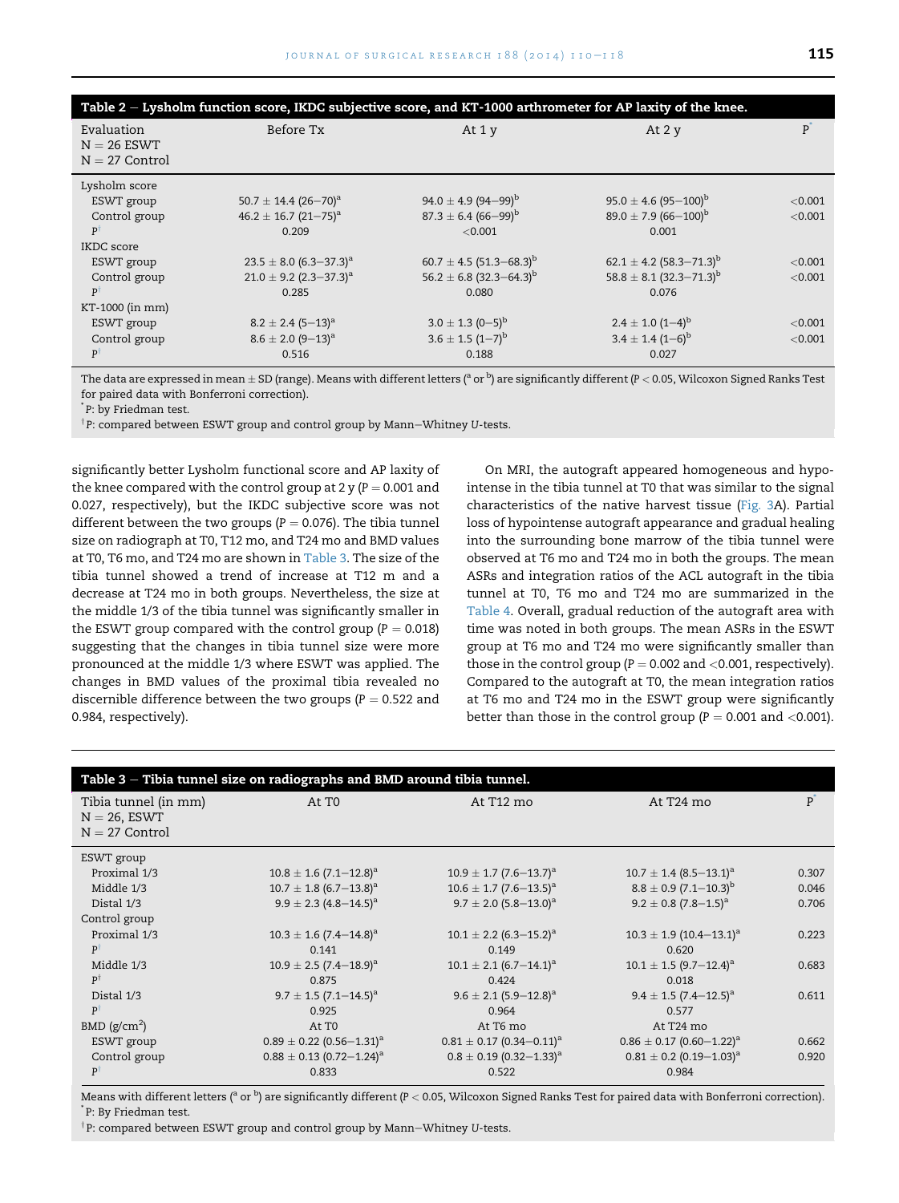**Table 2 – Lysholm function score, IKDC subjective score, and KT-1000 arthrometer for AP laxity of the knee.**

| Evaluation N = 26 ESWT N = 27 Control | Before Tx | At 1 y | At 2 y | P* |
|---|---|---|---|---|
| Lysholm score | | | | |
| ESWT group | 50.7 ± 14.4 (26–70)[a] | 94.0 ± 4.9 (94–99)[b] | 95.0 ± 4.6 (95–100)[b] | <0.001 |
| Control group | 46.2 ± 16.7 (21–75)[a] | 87.3 ± 6.4 (66–99)[b] | 89.0 ± 7.9 (66–100)[b] | <0.001 |
| P† | 0.209 | <0.001 | 0.001 | |
| IKDC score | | | | |
| ESWT group | 23.5 ± 8.0 (6.3–37.3)[a] | 60.7 ± 4.5 (51.3–68.3)[b] | 62.1 ± 4.2 (58.3–71.3)[b] | <0.001 |
| Control group | 21.0 ± 9.2 (2.3–37.3)[a] | 56.2 ± 6.8 (32.3–64.3)[b] | 58.8 ± 8.1 (32.3–71.3)[b] | <0.001 |
| P† | 0.285 | 0.080 | 0.076 | |
| KT-1000 (in mm) | | | | |
| ESWT group | 8.2 ± 2.4 (5–13)[a] | 3.0 ± 1.3 (0–5)[b] | 2.4 ± 1.0 (1–4)[b] | <0.001 |
| Control group | 8.6 ± 2.0 (9–13)[a] | 3.6 ± 1.5 (1–7)[b] | 3.4 ± 1.4 (1–6)[b] | <0.001 |
| P† | 0.516 | 0.188 | 0.027 | |

The data are expressed in mean ± SD (range). Means with different letters ([a] or [b]) are significantly different ($P < 0.05$, Wilcoxon Signed Ranks Test for paired data with Bonferroni correction).
* P: by Friedman test.
† P: compared between ESWT group and control group by Mann–Whitney U-tests.

significantly better Lysholm functional score and AP laxity of the knee compared with the control group at 2 y ($P = 0.001$ and 0.027, respectively), but the IKDC subjective score was not different between the two groups ($P = 0.076$). The tibia tunnel size on radiograph at T0, T12 mo, and T24 mo and BMD values at T0, T6 mo, and T24 mo are shown in Table 3. The size of the tibia tunnel showed a trend of increase at T12 m and a decrease at T24 mo in both groups. Nevertheless, the size at the middle 1/3 of the tibia tunnel was significantly smaller in the ESWT group compared with the control group ($P = 0.018$) suggesting that the changes in tibia tunnel size were more pronounced at the middle 1/3 where ESWT was applied. The changes in BMD values of the proximal tibia revealed no discernible difference between the two groups ($P = 0.522$ and 0.984, respectively).

On MRI, the autograft appeared homogeneous and hypointense in the tibia tunnel at T0 that was similar to the signal characteristics of the native harvest tissue (Fig. 3A). Partial loss of hypointense autograft appearance and gradual healing into the surrounding bone marrow of the tibia tunnel were observed at T6 mo and T24 mo in both the groups. The mean ASRs and integration ratios of the ACL autograft in the tibia tunnel at T0, T6 mo and T24 mo are summarized in the Table 4. Overall, gradual reduction of the autograft area with time was noted in both groups. The mean ASRs in the ESWT group at T6 mo and T24 mo were significantly smaller than those in the control group ($P = 0.002$ and $<0.001$, respectively). Compared to the autograft at T0, the mean integration ratios at T6 mo and T24 mo in the ESWT group were significantly better than those in the control group ($P = 0.001$ and $<0.001$).

**Table 3 – Tibia tunnel size on radiographs and BMD around tibia tunnel.**

| Tibia tunnel (in mm) N = 26, ESWT N = 27 Control | At T0 | At T12 mo | At T24 mo | P* |
|---|---|---|---|---|
| ESWT group | | | | |
| Proximal 1/3 | 10.8 ± 1.6 (7.1–12.8)[a] | 10.9 ± 1.7 (7.6–13.7)[a] | 10.7 ± 1.4 (8.5–13.1)[a] | 0.307 |
| Middle 1/3 | 10.7 ± 1.8 (6.7–13.8)[a] | 10.6 ± 1.7 (7.6–13.5)[a] | 8.8 ± 0.9 (7.1–10.3)[b] | 0.046 |
| Distal 1/3 | 9.9 ± 2.3 (4.8–14.5)[a] | 9.7 ± 2.0 (5.8–13.0)[a] | 9.2 ± 0.8 (7.8–1.5)[a] | 0.706 |
| Control group | | | | |
| Proximal 1/3 | 10.3 ± 1.6 (7.4–14.8)[a] | 10.1 ± 2.2 (6.3–15.2)[a] | 10.3 ± 1.9 (10.4–13.1)[a] | 0.223 |
| P† | 0.141 | 0.149 | 0.620 | |
| Middle 1/3 | 10.9 ± 2.5 (7.4–18.9)[a] | 10.1 ± 2.1 (6.7–14.1)[a] | 10.1 ± 1.5 (9.7–12.4)[a] | 0.683 |
| P† | 0.875 | 0.424 | 0.018 | |
| Distal 1/3 | 9.7 ± 1.5 (7.1–14.5)[a] | 9.6 ± 2.1 (5.9–12.8)[a] | 9.4 ± 1.5 (7.4–12.5)[a] | 0.611 |
| P† | 0.925 | 0.964 | 0.577 | |
| BMD (g/cm²) | At T0 | At T6 mo | At T24 mo | |
| ESWT group | 0.89 ± 0.22 (0.56–1.31)[a] | 0.81 ± 0.17 (0.34–0.11)[a] | 0.86 ± 0.17 (0.60–1.22)[a] | 0.662 |
| Control group | 0.88 ± 0.13 (0.72–1.24)[a] | 0.8 ± 0.19 (0.32–1.33)[a] | 0.81 ± 0.2 (0.19–1.03)[a] | 0.920 |
| P† | 0.833 | 0.522 | 0.984 | |

Means with different letters ([a] or [b]) are significantly different ($P < 0.05$, Wilcoxon Signed Ranks Test for paired data with Bonferroni correction).
* P: By Friedman test.
† P: compared between ESWT group and control group by Mann–Whitney U-tests.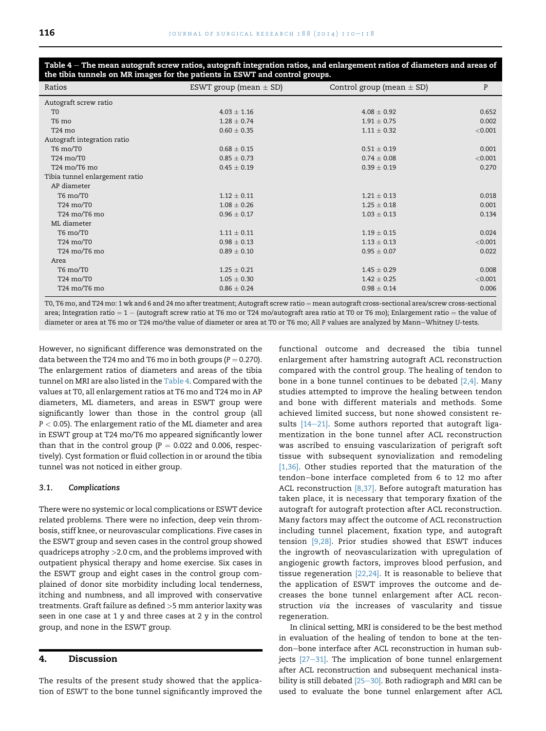**Table 4 – The mean autograft screw ratios, autograft integration ratios, and enlargement ratios of diameters and areas of the tibia tunnels on MR images for the patients in ESWT and control groups.**

| Ratios | ESWT group (mean ± SD) | Control group (mean ± SD) | P |
|---|---|---|---|
| Autograft screw ratio | | | |
| T0 | 4.03 ± 1.16 | 4.08 ± 0.92 | 0.652 |
| T6 mo | 1.28 ± 0.74 | 1.91 ± 0.75 | 0.002 |
| T24 mo | 0.60 ± 0.35 | 1.11 ± 0.32 | <0.001 |
| Autograft integration ratio | | | |
| T6 mo/T0 | 0.68 ± 0.15 | 0.51 ± 0.19 | 0.001 |
| T24 mo/T0 | 0.85 ± 0.73 | 0.74 ± 0.08 | <0.001 |
| T24 mo/T6 mo | 0.45 ± 0.19 | 0.39 ± 0.19 | 0.270 |
| Tibia tunnel enlargement ratio | | | |
| AP diameter | | | |
| T6 mo/T0 | 1.12 ± 0.11 | 1.21 ± 0.13 | 0.018 |
| T24 mo/T0 | 1.08 ± 0.26 | 1.25 ± 0.18 | 0.001 |
| T24 mo/T6 mo | 0.96 ± 0.17 | 1.03 ± 0.13 | 0.134 |
| ML diameter | | | |
| T6 mo/T0 | 1.11 ± 0.11 | 1.19 ± 0.15 | 0.024 |
| T24 mo/T0 | 0.98 ± 0.13 | 1.13 ± 0.13 | <0.001 |
| T24 mo/T6 mo | 0.89 ± 0.10 | 0.95 ± 0.07 | 0.022 |
| Area | | | |
| T6 mo/T0 | 1.25 ± 0.21 | 1.45 ± 0.29 | 0.008 |
| T24 mo/T0 | 1.05 ± 0.30 | 1.42 ± 0.25 | <0.001 |
| T24 mo/T6 mo | 0.86 ± 0.24 | 0.98 ± 0.14 | 0.006 |

T0, T6 mo, and T24 mo: 1 wk and 6 and 24 mo after treatment; Autograft screw ratio = mean autograft cross-sectional area/screw cross-sectional area; Integration ratio = 1 − (autograft screw ratio at T6 mo or T24 mo/autograft area ratio at T0 or T6 mo); Enlargement ratio = the value of diameter or area at T6 mo or T24 mo/the value of diameter or area at T0 or T6 mo; All P values are analyzed by Mann–Whitney U-tests.

However, no significant difference was demonstrated on the data between the T24 mo and T6 mo in both groups ($P = 0.270$). The enlargement ratios of diameters and areas of the tibia tunnel on MRI are also listed in the Table 4. Compared with the values at T0, all enlargement ratios at T6 mo and T24 mo in AP diameters, ML diameters, and areas in ESWT group were significantly lower than those in the control group (all $P < 0.05$). The enlargement ratio of the ML diameter and area in ESWT group at T24 mo/T6 mo appeared significantly lower than that in the control group ($P = 0.022$ and 0.006, respectively). Cyst formation or fluid collection in or around the tibia tunnel was not noticed in either group.

### 3.1. Complications

There were no systemic or local complications or ESWT device related problems. There were no infection, deep vein thrombosis, stiff knee, or neurovascular complications. Five cases in the ESWT group and seven cases in the control group showed quadriceps atrophy >2.0 cm, and the problems improved with outpatient physical therapy and home exercise. Six cases in the ESWT group and eight cases in the control group complained of donor site morbidity including local tenderness, itching and numbness, and all improved with conservative treatments. Graft failure as defined >5 mm anterior laxity was seen in one case at 1 y and three cases at 2 y in the control group, and none in the ESWT group.

## 4. Discussion

The results of the present study showed that the application of ESWT to the bone tunnel significantly improved the functional outcome and decreased the tibia tunnel enlargement after hamstring autograft ACL reconstruction compared with the control group. The healing of tendon to bone in a bone tunnel continues to be debated [2,4]. Many studies attempted to improve the healing between tendon and bone with different materials and methods. Some achieved limited success, but none showed consistent results [14–21]. Some authors reported that autograft ligamentization in the bone tunnel after ACL reconstruction was ascribed to ensuing vascularization of perigraft soft tissue with subsequent synovialization and remodeling [1,36]. Other studies reported that the maturation of the tendon–bone interface completed from 6 to 12 mo after ACL reconstruction [8,37]. Before autograft maturation has taken place, it is necessary that temporary fixation of the autograft for autograft protection after ACL reconstruction. Many factors may affect the outcome of ACL reconstruction including tunnel placement, fixation type, and autograft tension [9,28]. Prior studies showed that ESWT induces the ingrowth of neovascularization with upregulation of angiogenic growth factors, improves blood perfusion, and tissue regeneration [22,24]. It is reasonable to believe that the application of ESWT improves the outcome and decreases the bone tunnel enlargement after ACL reconstruction *via* the increases of vascularity and tissue regeneration.

In clinical setting, MRI is considered to be the best method in evaluation of the healing of tendon to bone at the tendon–bone interface after ACL reconstruction in human subjects [27–31]. The implication of bone tunnel enlargement after ACL reconstruction and subsequent mechanical instability is still debated [25–30]. Both radiograph and MRI can be used to evaluate the bone tunnel enlargement after ACL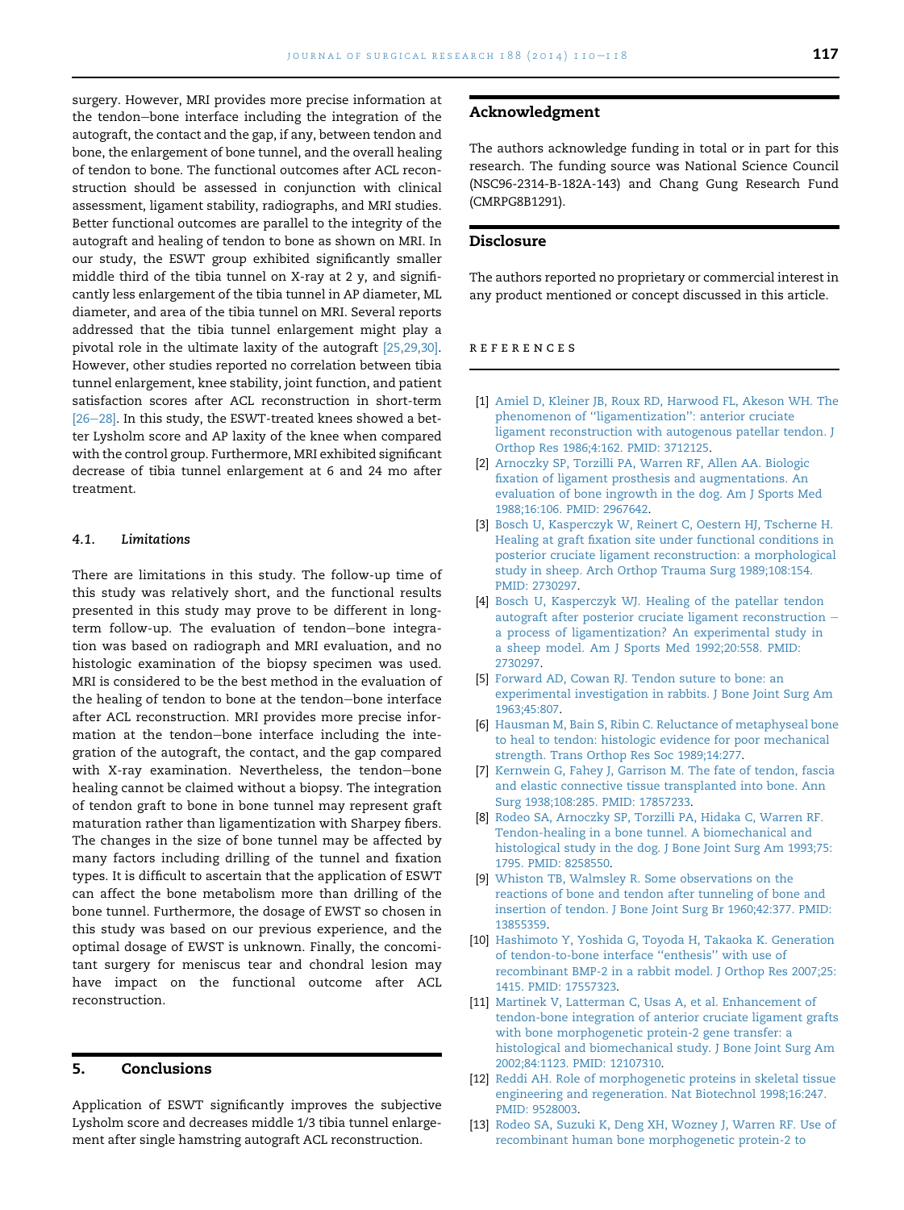surgery. However, MRI provides more precise information at the tendon–bone interface including the integration of the autograft, the contact and the gap, if any, between tendon and bone, the enlargement of bone tunnel, and the overall healing of tendon to bone. The functional outcomes after ACL reconstruction should be assessed in conjunction with clinical assessment, ligament stability, radiographs, and MRI studies. Better functional outcomes are parallel to the integrity of the autograft and healing of tendon to bone as shown on MRI. In our study, the ESWT group exhibited significantly smaller middle third of the tibia tunnel on X-ray at 2 y, and significantly less enlargement of the tibia tunnel in AP diameter, ML diameter, and area of the tibia tunnel on MRI. Several reports addressed that the tibia tunnel enlargement might play a pivotal role in the ultimate laxity of the autograft [25,29,30]. However, other studies reported no correlation between tibia tunnel enlargement, knee stability, joint function, and patient satisfaction scores after ACL reconstruction in short-term [26–28]. In this study, the ESWT-treated knees showed a better Lysholm score and AP laxity of the knee when compared with the control group. Furthermore, MRI exhibited significant decrease of tibia tunnel enlargement at 6 and 24 mo after treatment.

### 4.1. Limitations

There are limitations in this study. The follow-up time of this study was relatively short, and the functional results presented in this study may prove to be different in long-term follow-up. The evaluation of tendon–bone integration was based on radiograph and MRI evaluation, and no histologic examination of the biopsy specimen was used. MRI is considered to be the best method in the evaluation of the healing of tendon to bone at the tendon–bone interface after ACL reconstruction. MRI provides more precise information at the tendon–bone interface including the integration of the autograft, the contact, and the gap compared with X-ray examination. Nevertheless, the tendon–bone healing cannot be claimed without a biopsy. The integration of tendon graft to bone in bone tunnel may represent graft maturation rather than ligamentization with Sharpey fibers. The changes in the size of bone tunnel may be affected by many factors including drilling of the tunnel and fixation types. It is difficult to ascertain that the application of ESWT can affect the bone metabolism more than drilling of the bone tunnel. Furthermore, the dosage of EWST so chosen in this study was based on our previous experience, and the optimal dosage of EWST is unknown. Finally, the concomitant surgery for meniscus tear and chondral lesion may have impact on the functional outcome after ACL reconstruction.

## 5. Conclusions

Application of ESWT significantly improves the subjective Lysholm score and decreases middle 1/3 tibia tunnel enlargement after single hamstring autograft ACL reconstruction.

## Acknowledgment

The authors acknowledge funding in total or in part for this research. The funding source was National Science Council (NSC96-2314-B-182A-143) and Chang Gung Research Fund (CMRPG8B1291).

## Disclosure

The authors reported no proprietary or commercial interest in any product mentioned or concept discussed in this article.

## References

[1] Amiel D, Kleiner JB, Roux RD, Harwood FL, Akeson WH. The phenomenon of ''ligamentization'': anterior cruciate ligament reconstruction with autogenous patellar tendon. J Orthop Res 1986;4:162. PMID: 3712125.

[2] Arnoczky SP, Torzilli PA, Warren RF, Allen AA. Biologic fixation of ligament prosthesis and augmentations. An evaluation of bone ingrowth in the dog. Am J Sports Med 1988;16:106. PMID: 2967642.

[3] Bosch U, Kasperczyk W, Reinert C, Oestern HJ, Tscherne H. Healing at graft fixation site under functional conditions in posterior cruciate ligament reconstruction: a morphological study in sheep. Arch Orthop Trauma Surg 1989;108:154. PMID: 2730297.

[4] Bosch U, Kasperczyk WJ. Healing of the patellar tendon autograft after posterior cruciate ligament reconstruction – a process of ligamentization? An experimental study in a sheep model. Am J Sports Med 1992;20:558. PMID: 2730297.

[5] Forward AD, Cowan RJ. Tendon suture to bone: an experimental investigation in rabbits. J Bone Joint Surg Am 1963;45:807.

[6] Hausman M, Bain S, Ribin C. Reluctance of metaphyseal bone to heal to tendon: histologic evidence for poor mechanical strength. Trans Orthop Res Soc 1989;14:277.

[7] Kernwein G, Fahey J, Garrison M. The fate of tendon, fascia and elastic connective tissue transplanted into bone. Ann Surg 1938;108:285. PMID: 17857233.

[8] Rodeo SA, Arnoczky SP, Torzilli PA, Hidaka C, Warren RF. Tendon-healing in a bone tunnel. A biomechanical and histological study in the dog. J Bone Joint Surg Am 1993;75:1795. PMID: 8258550.

[9] Whiston TB, Walmsley R. Some observations on the reactions of bone and tendon after tunneling of bone and insertion of tendon. J Bone Joint Surg Br 1960;42:377. PMID: 13855359.

[10] Hashimoto Y, Yoshida G, Toyoda H, Takaoka K. Generation of tendon-to-bone interface ''enthesis'' with use of recombinant BMP-2 in a rabbit model. J Orthop Res 2007;25:1415. PMID: 17557323.

[11] Martinek V, Latterman C, Usas A, et al. Enhancement of tendon-bone integration of anterior cruciate ligament grafts with bone morphogenetic protein-2 gene transfer: a histological and biomechanical study. J Bone Joint Surg Am 2002;84:1123. PMID: 12107310.

[12] Reddi AH. Role of morphogenetic proteins in skeletal tissue engineering and regeneration. Nat Biotechnol 1998;16:247. PMID: 9528003.

[13] Rodeo SA, Suzuki K, Deng XH, Wozney J, Warren RF. Use of recombinant human bone morphogenetic protein-2 to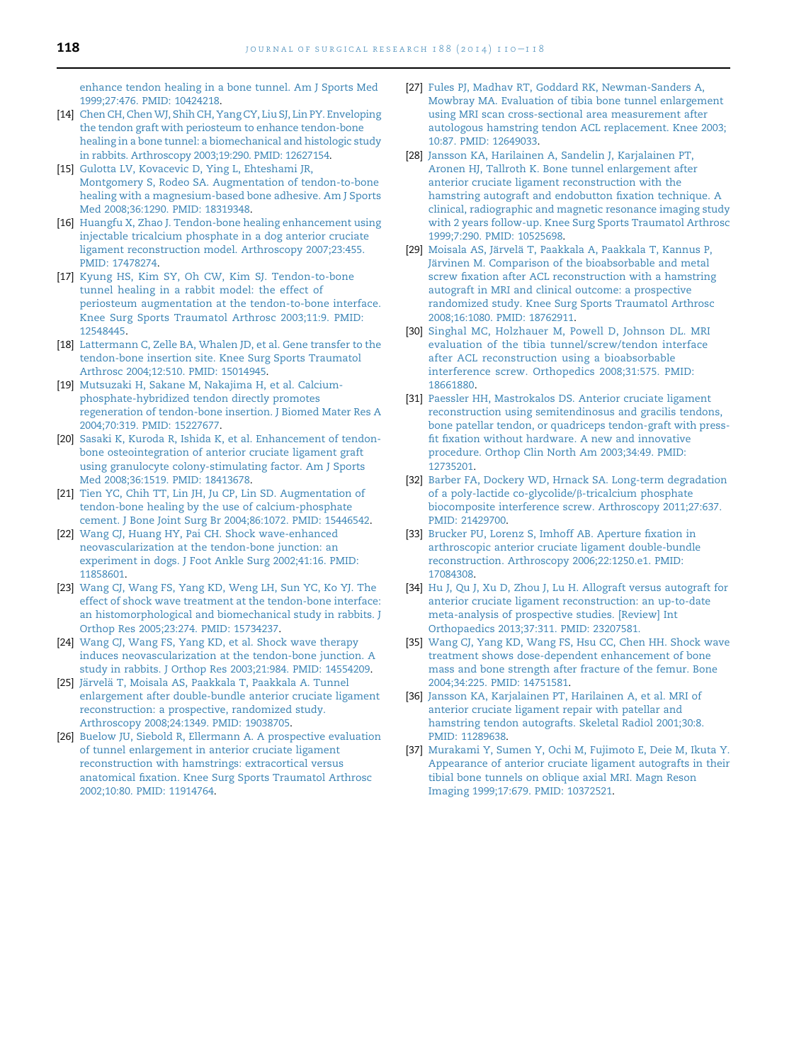enhance tendon healing in a bone tunnel. Am J Sports Med 1999;27:476. PMID: 10424218.

[14] Chen CH, Chen WJ, Shih CH, Yang CY, Liu SJ, Lin PY. Enveloping the tendon graft with periosteum to enhance tendon-bone healing in a bone tunnel: a biomechanical and histologic study in rabbits. Arthroscopy 2003;19:290. PMID: 12627154.

[15] Gulotta LV, Kovacevic D, Ying L, Ehteshami JR, Montgomery S, Rodeo SA. Augmentation of tendon-to-bone healing with a magnesium-based bone adhesive. Am J Sports Med 2008;36:1290. PMID: 18319348.

[16] Huangfu X, Zhao J. Tendon-bone healing enhancement using injectable tricalcium phosphate in a dog anterior cruciate ligament reconstruction model. Arthroscopy 2007;23:455. PMID: 17478274.

[17] Kyung HS, Kim SY, Oh CW, Kim SJ. Tendon-to-bone tunnel healing in a rabbit model: the effect of periosteum augmentation at the tendon-to-bone interface. Knee Surg Sports Traumatol Arthrosc 2003;11:9. PMID: 12548445.

[18] Lattermann C, Zelle BA, Whalen JD, et al. Gene transfer to the tendon-bone insertion site. Knee Surg Sports Traumatol Arthrosc 2004;12:510. PMID: 15014945.

[19] Mutsuzaki H, Sakane M, Nakajima H, et al. Calcium-phosphate-hybridized tendon directly promotes regeneration of tendon-bone insertion. J Biomed Mater Res A 2004;70:319. PMID: 15227677.

[20] Sasaki K, Kuroda R, Ishida K, et al. Enhancement of tendon-bone osteointegration of anterior cruciate ligament graft using granulocyte colony-stimulating factor. Am J Sports Med 2008;36:1519. PMID: 18413678.

[21] Tien YC, Chih TT, Lin JH, Ju CP, Lin SD. Augmentation of tendon-bone healing by the use of calcium-phosphate cement. J Bone Joint Surg Br 2004;86:1072. PMID: 15446542.

[22] Wang CJ, Huang HY, Pai CH. Shock wave-enhanced neovascularization at the tendon-bone junction: an experiment in dogs. J Foot Ankle Surg 2002;41:16. PMID: 11858601.

[23] Wang CJ, Wang FS, Yang KD, Weng LH, Sun YC, Ko YJ. The effect of shock wave treatment at the tendon-bone interface: an histomorphological and biomechanical study in rabbits. J Orthop Res 2005;23:274. PMID: 15734237.

[24] Wang CJ, Wang FS, Yang KD, et al. Shock wave therapy induces neovascularization at the tendon-bone junction. A study in rabbits. J Orthop Res 2003;21:984. PMID: 14554209.

[25] Järvelä T, Moisala AS, Paakkala T, Paakkala A. Tunnel enlargement after double-bundle anterior cruciate ligament reconstruction: a prospective, randomized study. Arthroscopy 2008;24:1349. PMID: 19038705.

[26] Buelow JU, Siebold R, Ellermann A. A prospective evaluation of tunnel enlargement in anterior cruciate ligament reconstruction with hamstrings: extracortical versus anatomical fixation. Knee Surg Sports Traumatol Arthrosc 2002;10:80. PMID: 11914764.

[27] Fules PJ, Madhav RT, Goddard RK, Newman-Sanders A, Mowbray MA. Evaluation of tibia bone tunnel enlargement using MRI scan cross-sectional area measurement after autologous hamstring tendon ACL replacement. Knee 2003; 10:87. PMID: 12649033.

[28] Jansson KA, Harilainen A, Sandelin J, Karjalainen PT, Aronen HJ, Tallroth K. Bone tunnel enlargement after anterior cruciate ligament reconstruction with the hamstring autograft and endobutton fixation technique. A clinical, radiographic and magnetic resonance imaging study with 2 years follow-up. Knee Surg Sports Traumatol Arthrosc 1999;7:290. PMID: 10525698.

[29] Moisala AS, Järvelä T, Paakkala A, Paakkala T, Kannus P, Järvinen M. Comparison of the bioabsorbable and metal screw fixation after ACL reconstruction with a hamstring autograft in MRI and clinical outcome: a prospective randomized study. Knee Surg Sports Traumatol Arthrosc 2008;16:1080. PMID: 18762911.

[30] Singhal MC, Holzhauer M, Powell D, Johnson DL. MRI evaluation of the tibia tunnel/screw/tendon interface after ACL reconstruction using a bioabsorbable interference screw. Orthopedics 2008;31:575. PMID: 18661880.

[31] Paessler HH, Mastrokalos DS. Anterior cruciate ligament reconstruction using semitendinosus and gracilis tendons, bone patellar tendon, or quadriceps tendon-graft with press-fit fixation without hardware. A new and innovative procedure. Orthop Clin North Am 2003;34:49. PMID: 12735201.

[32] Barber FA, Dockery WD, Hrnack SA. Long-term degradation of a poly-lactide co-glycolide/β-tricalcium phosphate biocomposite interference screw. Arthroscopy 2011;27:637. PMID: 21429700.

[33] Brucker PU, Lorenz S, Imhoff AB. Aperture fixation in arthroscopic anterior cruciate ligament double-bundle reconstruction. Arthroscopy 2006;22:1250.e1. PMID: 17084308.

[34] Hu J, Qu J, Xu D, Zhou J, Lu H. Allograft versus autograft for anterior cruciate ligament reconstruction: an up-to-date meta-analysis of prospective studies. [Review] Int Orthopaedics 2013;37:311. PMID: 23207581.

[35] Wang CJ, Yang KD, Wang FS, Hsu CC, Chen HH. Shock wave treatment shows dose-dependent enhancement of bone mass and bone strength after fracture of the femur. Bone 2004;34:225. PMID: 14751581.

[36] Jansson KA, Karjalainen PT, Harilainen A, et al. MRI of anterior cruciate ligament repair with patellar and hamstring tendon autografts. Skeletal Radiol 2001;30:8. PMID: 11289638.

[37] Murakami Y, Sumen Y, Ochi M, Fujimoto E, Deie M, Ikuta Y. Appearance of anterior cruciate ligament autografts in their tibial bone tunnels on oblique axial MRI. Magn Reson Imaging 1999;17:679. PMID: 10372521.